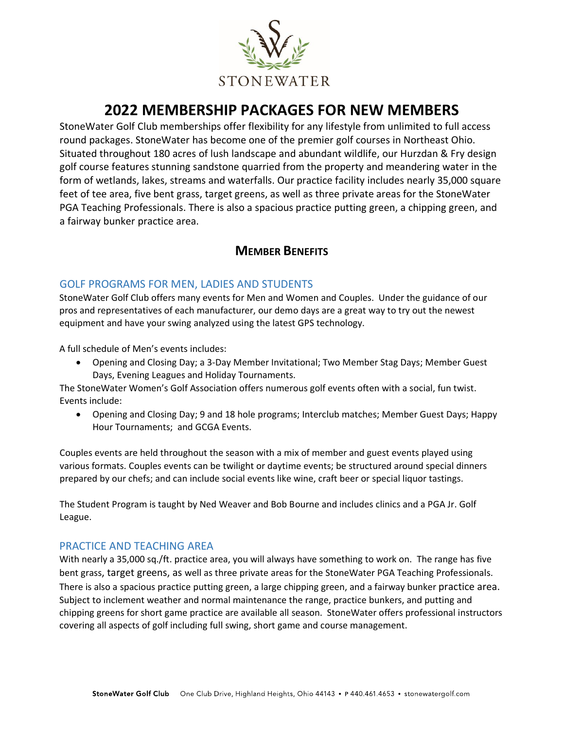STONEWATER

# 2022 MEMBERSHIP PACKAGES FOR NEW MEMBERS

StoneWater Golf Club memberships offer flexibility for any lifestyle from unlimited to full access round packages. StoneWater has become one of the premier golf courses in Northeast Ohio. Situated throughout 180 acres of lush landscape and abundant wildlife, our Hurzdan & Fry design golf course features stunning sandstone quarried from the property and meandering water in the form of wetlands, lakes, streams and waterfalls. Our practice facility includes nearly 35,000 square feet of tee area, five bent grass, target greens, as well as three private areas for the StoneWater PGA Teaching Professionals. There is also a spacious practice putting green, a chipping green, and a fairway bunker practice area.

## MEMBER BENEFITS

### GOLF PROGRAMS FOR MEN, LADIES AND STUDENTS

StoneWater Golf Club offers many events for Men and Women and Couples. Under the guidance of our pros and representatives of each manufacturer, our demo days are a great way to try out the newest equipment and have your swing analyzed using the latest GPS technology.

A full schedule of Men's events includes:

- Opening and Closing Day; a 3-Day Member Invitational; Two Member Stag Days; Member Guest Days, Evening Leagues and Holiday Tournaments.

The StoneWater Women's Golf Association offers numerous golf events often with a social, fun twist. Events include:

- Opening and Closing Day; 9 and 18 hole programs; Interclub matches; Member Guest Days; Happy Hour Tournaments; and GCGA Events.

Couples events are held throughout the season with a mix of member and guest events played using various formats. Couples events can be twilight or daytime events; be structured around special dinners prepared by our chefs; and can include social events like wine, craft beer or special liquor tastings.

The Student Program is taught by Ned Weaver and Bob Bourne and includes clinics and a PGA Jr. Golf League.

### PRACTICE AND TEACHING AREA

With nearly a 35,000 sq./ft. practice area, you will always have something to work on. The range has five bent grass, target greens, as well as three private areas for the StoneWater PGA Teaching Professionals. There is also a spacious practice putting green, a large chipping green, and a fairway bunker practice area. Subject to inclement weather and normal maintenance the range, practice bunkers, and putting and chipping greens for short game practice are available all season. StoneWater offers professional instructors covering all aspects of golf including full swing, short game and course management.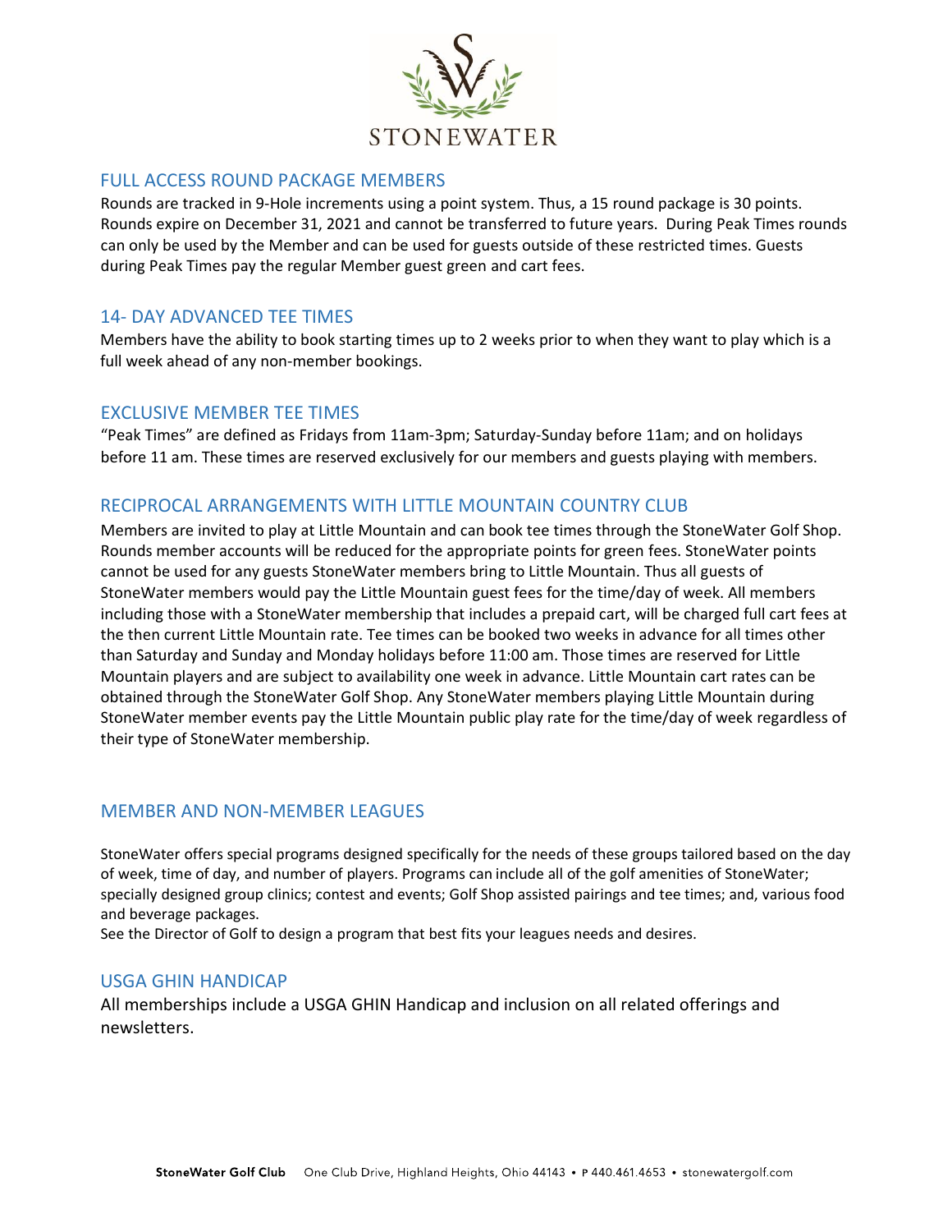STONEWATER

## FULL ACCESS ROUND PACKAGE MEMBERS

Rounds are tracked in 9-Hole increments using a point system. Thus, a 15 round package is 30 points. Rounds expire on December 31, 2021 and cannot be transferred to future years. During Peak Times rounds can only be used by the Member and can be used for guests outside of these restricted times. Guests during Peak Times pay the regular Member guest green and cart fees.

## 14- DAY ADVANCED TEE TIMES

Members have the ability to book starting times up to 2 weeks prior to when they want to play which is a full week ahead of any non-member bookings.

## EXCLUSIVE MEMBER TEE TIMES

"Peak Times" are defined as Fridays from 11am-3pm; Saturday-Sunday before 11am; and on holidays before 11 am. These times are reserved exclusively for our members and guests playing with members.

## RECIPROCAL ARRANGEMENTS WITH LITTLE MOUNTAIN COUNTRY CLUB

Members are invited to play at Little Mountain and can book tee times through the StoneWater Golf Shop. Rounds member accounts will be reduced for the appropriate points for green fees. StoneWater points cannot be used for any guests StoneWater members bring to Little Mountain. Thus all guests of StoneWater members would pay the Little Mountain guest fees for the time/day of week. All members including those with a StoneWater membership that includes a prepaid cart, will be charged full cart fees at the then current Little Mountain rate. Tee times can be booked two weeks in advance for all times other than Saturday and Sunday and Monday holidays before 11:00 am. Those times are reserved for Little Mountain players and are subject to availability one week in advance. Little Mountain cart rates can be obtained through the StoneWater Golf Shop. Any StoneWater members playing Little Mountain during StoneWater member events pay the Little Mountain public play rate for the time/day of week regardless of their type of StoneWater membership.

## MEMBER AND NON-MEMBER LEAGUES

StoneWater offers special programs designed specifically for the needs of these groups tailored based on the day of week, time of day, and number of players. Programs can include all of the golf amenities of StoneWater; specially designed group clinics; contest and events; Golf Shop assisted pairings and tee times; and, various food and beverage packages.

See the Director of Golf to design a program that best fits your leagues needs and desires.

## USGA GHIN HANDICAP

All memberships include a USGA GHIN Handicap and inclusion on all related offerings and newsletters.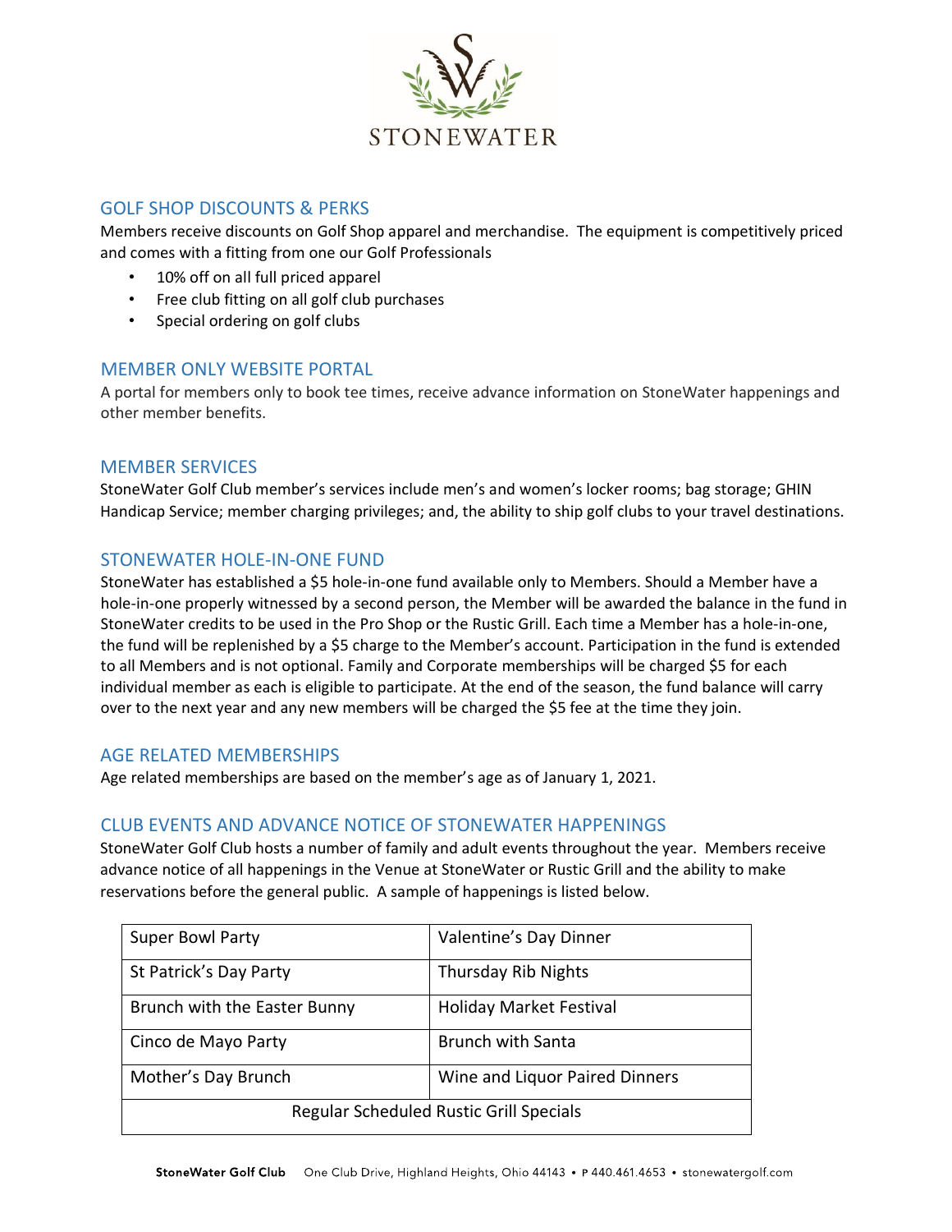STONEWATER

## GOLF SHOP DISCOUNTS & PERKS

Members receive discounts on Golf Shop apparel and merchandise. The equipment is competitively priced and comes with a fitting from one our Golf Professionals

- 10% off on all full priced apparel
- Free club fitting on all golf club purchases
- Special ordering on golf clubs

## MEMBER ONLY WEBSITE PORTAL

A portal for members only to book tee times, receive advance information on StoneWater happenings and other member benefits.

## MEMBER SERVICES

StoneWater Golf Club member's services include men's and women's locker rooms; bag storage; GHIN Handicap Service; member charging privileges; and, the ability to ship golf clubs to your travel destinations.

## STONEWATER HOLE-IN-ONE FUND

StoneWater has established a $5 hole-in-one fund available only to Members. Should a Member have a hole-in-one properly witnessed by a second person, the Member will be awarded the balance in the fund in StoneWater credits to be used in the Pro Shop or the Rustic Grill. Each time a Member has a hole-in-one, the fund will be replenished by a $5 charge to the Member's account. Participation in the fund is extended to all Members and is not optional. Family and Corporate memberships will be charged $5 for each individual member as each is eligible to participate. At the end of the season, the fund balance will carry over to the next year and any new members will be charged the $5 fee at the time they join.

## AGE RELATED MEMBERSHIPS

Age related memberships are based on the member's age as of January 1, 2021.

## CLUB EVENTS AND ADVANCE NOTICE OF STONEWATER HAPPENINGS

StoneWater Golf Club hosts a number of family and adult events throughout the year. Members receive advance notice of all happenings in the Venue at StoneWater or Rustic Grill and the ability to make reservations before the general public. A sample of happenings is listed below.

| | |
|---|---|
| Super Bowl Party | Valentine's Day Dinner |
| St Patrick's Day Party | Thursday Rib Nights |
| Brunch with the Easter Bunny | Holiday Market Festival |
| Cinco de Mayo Party | Brunch with Santa |
| Mother's Day Brunch | Wine and Liquor Paired Dinners |
| Regular Scheduled Rustic Grill Specials | |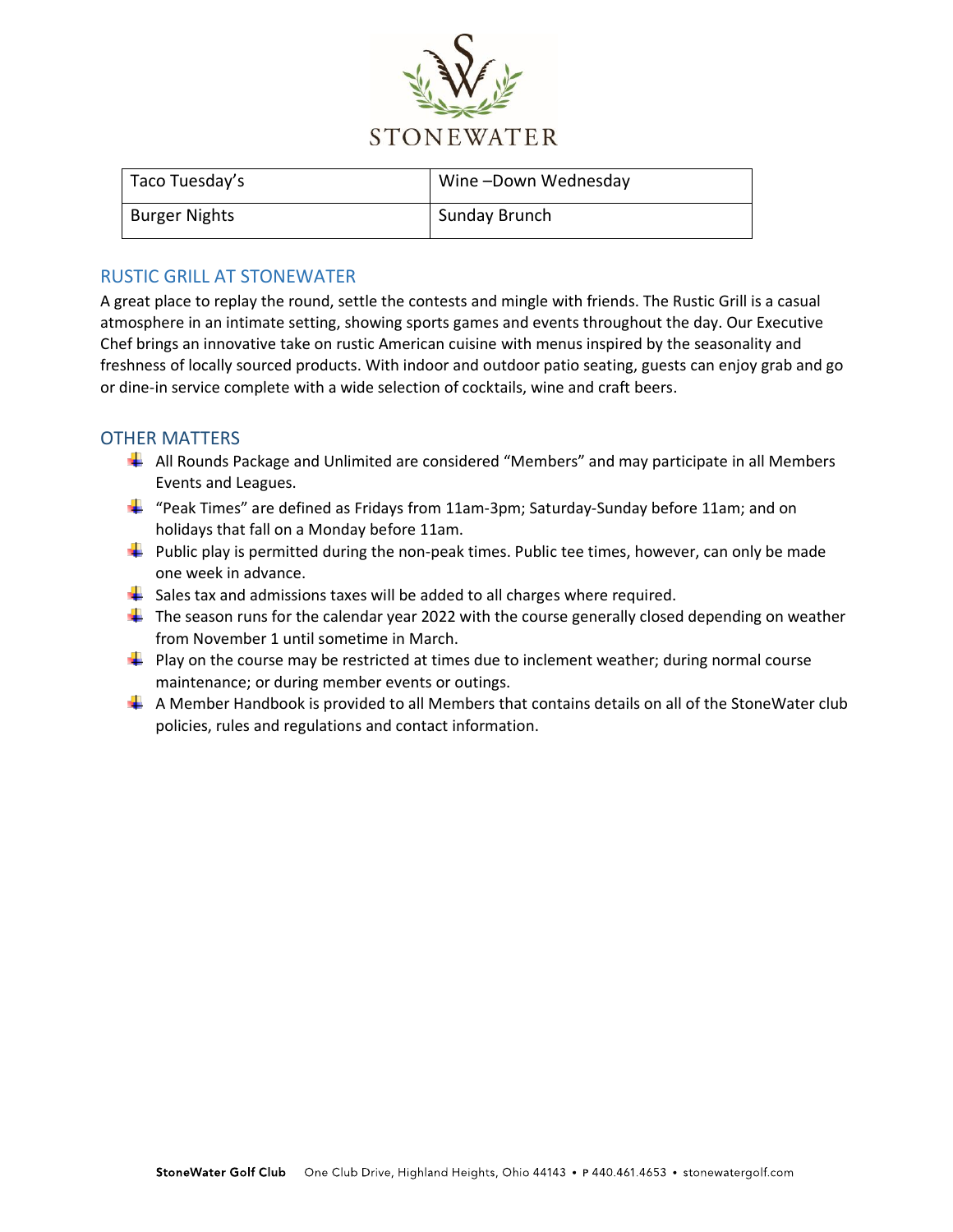STONEWATER

| Taco Tuesday's | Wine –Down Wednesday |
|---|---|
| Burger Nights | Sunday Brunch |

## RUSTIC GRILL AT STONEWATER

A great place to replay the round, settle the contests and mingle with friends. The Rustic Grill is a casual atmosphere in an intimate setting, showing sports games and events throughout the day. Our Executive Chef brings an innovative take on rustic American cuisine with menus inspired by the seasonality and freshness of locally sourced products. With indoor and outdoor patio seating, guests can enjoy grab and go or dine-in service complete with a wide selection of cocktails, wine and craft beers.

## OTHER MATTERS

- All Rounds Package and Unlimited are considered "Members" and may participate in all Members Events and Leagues.
- "Peak Times" are defined as Fridays from 11am-3pm; Saturday-Sunday before 11am; and on holidays that fall on a Monday before 11am.
- Public play is permitted during the non-peak times. Public tee times, however, can only be made one week in advance.
- Sales tax and admissions taxes will be added to all charges where required.
- The season runs for the calendar year 2022 with the course generally closed depending on weather from November 1 until sometime in March.
- Play on the course may be restricted at times due to inclement weather; during normal course maintenance; or during member events or outings.
- A Member Handbook is provided to all Members that contains details on all of the StoneWater club policies, rules and regulations and contact information.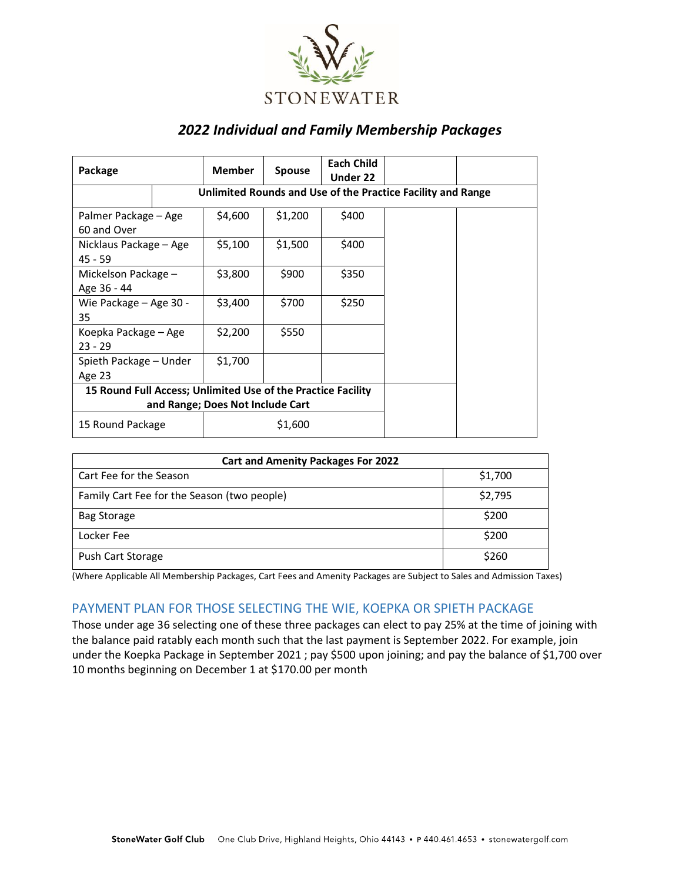STONEWATER

## *2022 Individual and Family Membership Packages*

| Package | Member | Spouse | Each Child Under 22 | | |
|---|---|---|---|---|---|
| Unlimited Rounds and Use of the Practice Facility and Range | | | | | |
| Palmer Package – Age 60 and Over | $4,600 | $1,200 | $400 | | |
| Nicklaus Package – Age 45 - 59 | $5,100 | $1,500 | $400 | | |
| Mickelson Package – Age 36 - 44 | $3,800 | $900 | $350 | | |
| Wie Package – Age 30 - 35 | $3,400 | $700 | $250 | | |
| Koepka Package – Age 23 - 29 | $2,200 | $550 | | | |
| Spieth Package – Under Age 23 | $1,700 | | | | |
| 15 Round Full Access; Unlimited Use of the Practice Facility and Range; Does Not Include Cart | | | | | |
| 15 Round Package | $1,600 | | | | |

| Cart and Amenity Packages For 2022 | |
|---|---|
| Cart Fee for the Season | $1,700 |
| Family Cart Fee for the Season (two people) | $2,795 |
| Bag Storage | $200 |
| Locker Fee | $200 |
| Push Cart Storage | $260 |

(Where Applicable All Membership Packages, Cart Fees and Amenity Packages are Subject to Sales and Admission Taxes)

## PAYMENT PLAN FOR THOSE SELECTING THE WIE, KOEPKA OR SPIETH PACKAGE

Those under age 36 selecting one of these three packages can elect to pay 25% at the time of joining with the balance paid ratably each month such that the last payment is September 2022. For example, join under the Koepka Package in September 2021 ; pay $500 upon joining; and pay the balance of $1,700 over 10 months beginning on December 1 at $170.00 per month

StoneWater Golf Club One Club Drive, Highland Heights, Ohio 44143 • P 440.461.4653 • stonewatergolf.com